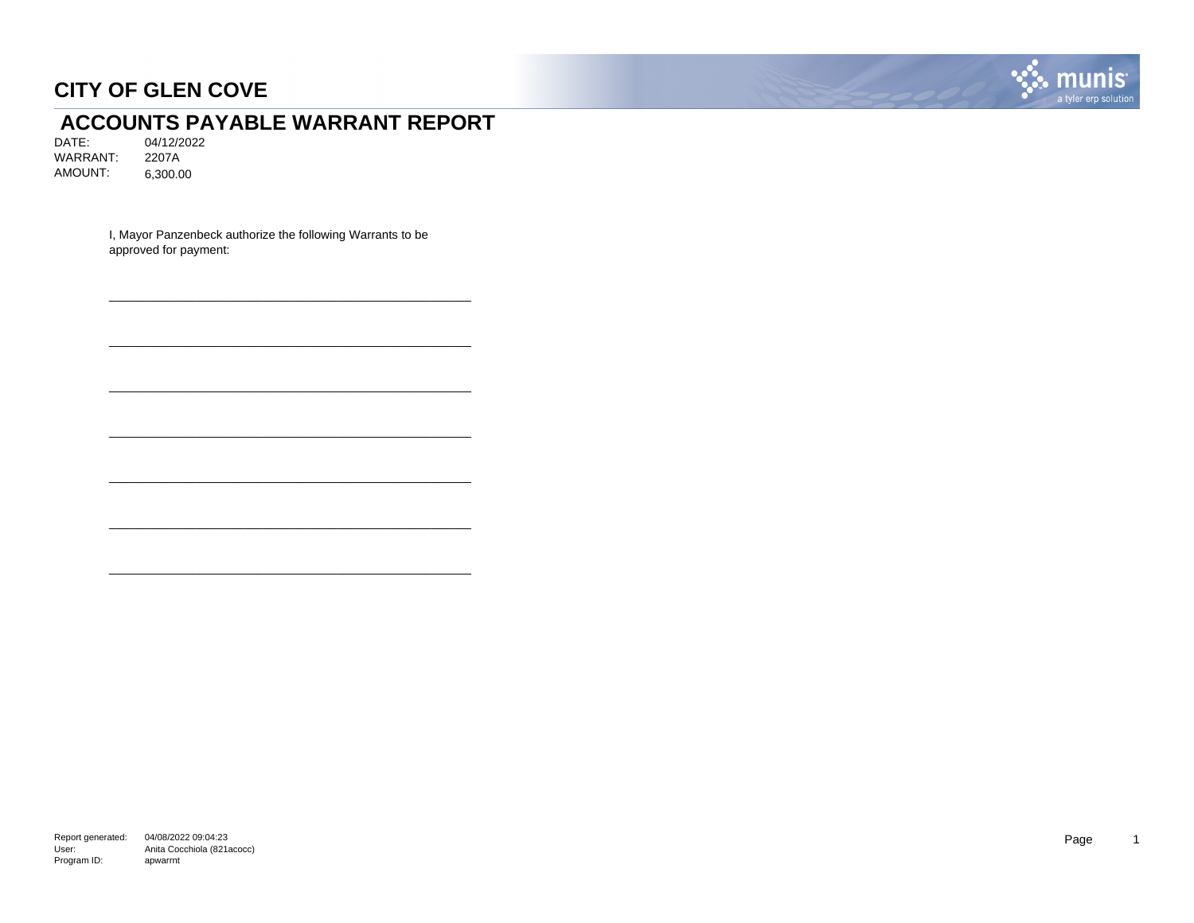# CITY OF GLEN COVE

## ACCOUNTS PAYABLE WARRANT REPORT

DATE: 04/12/2022
WARRANT: 2207A
AMOUNT: 6,300.00

I, Mayor Panzenbeck authorize the following Warrants to be approved for payment:

\_\_\_\_\_\_\_\_\_\_\_\_\_\_\_\_\_\_\_\_\_\_\_\_\_\_\_\_\_\_\_\_\_\_\_\_\_\_\_\_

\_\_\_\_\_\_\_\_\_\_\_\_\_\_\_\_\_\_\_\_\_\_\_\_\_\_\_\_\_\_\_\_\_\_\_\_\_\_\_\_

\_\_\_\_\_\_\_\_\_\_\_\_\_\_\_\_\_\_\_\_\_\_\_\_\_\_\_\_\_\_\_\_\_\_\_\_\_\_\_\_

\_\_\_\_\_\_\_\_\_\_\_\_\_\_\_\_\_\_\_\_\_\_\_\_\_\_\_\_\_\_\_\_\_\_\_\_\_\_\_\_

\_\_\_\_\_\_\_\_\_\_\_\_\_\_\_\_\_\_\_\_\_\_\_\_\_\_\_\_\_\_\_\_\_\_\_\_\_\_\_\_

\_\_\_\_\_\_\_\_\_\_\_\_\_\_\_\_\_\_\_\_\_\_\_\_\_\_\_\_\_\_\_\_\_\_\_\_\_\_\_\_

\_\_\_\_\_\_\_\_\_\_\_\_\_\_\_\_\_\_\_\_\_\_\_\_\_\_\_\_\_\_\_\_\_\_\_\_\_\_\_\_

Report generated: 04/08/2022 09:04:23
User: Anita Cocchiola (821acocc)
Program ID: apwarrnt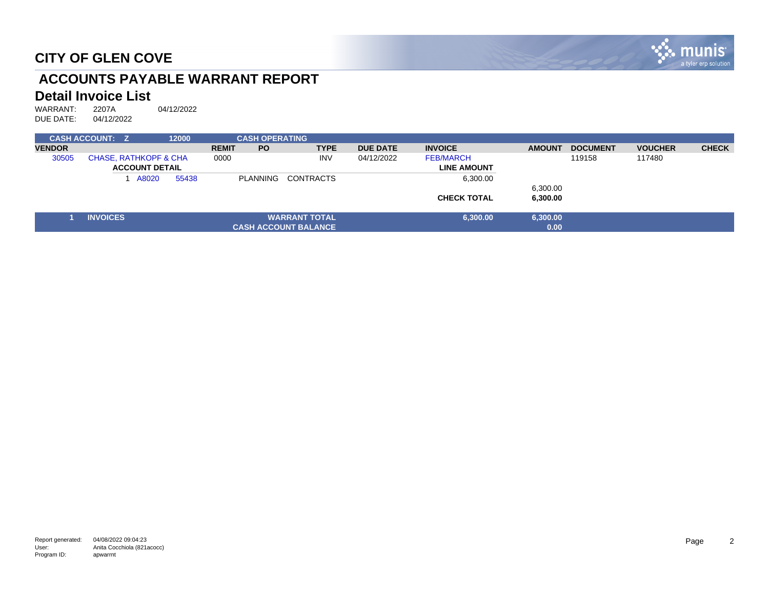# CITY OF GLEN COVE

## ACCOUNTS PAYABLE WARRANT REPORT

### Detail Invoice List

WARRANT: 2207A 04/12/2022
DUE DATE: 04/12/2022

| CASH ACCOUNT: Z | | 12000 | | CASH OPERATING | | | | | | | |
|---|---|---|---|---|---|---|---|---|---|---|---|
| **VENDOR** | | | **REMIT** | **PO** | **TYPE** | **DUE DATE** | **INVOICE** | **AMOUNT** | **DOCUMENT** | **VOUCHER** | **CHECK** |
| 30505 | CHASE, RATHKOPF & CHA | | 0000 | | INV | 04/12/2022 | FEB/MARCH | | 119158 | 117480 | |
| | **ACCOUNT DETAIL** | | | | | | **LINE AMOUNT** | | | | |
| | 1 A8020 | 55438 | | PLANNING | CONTRACTS | | 6,300.00 | | | | |
| | | | | | | | | 6,300.00 | | | |
| | | | | | | | **CHECK TOTAL** | **6,300.00** | | | |
| **1** | **INVOICES** | | | | **WARRANT TOTAL** | | **6,300.00** | **6,300.00** | | | |
| | | | | | **CASH ACCOUNT BALANCE** | | | **0.00** | | | |

Report generated: 04/08/2022 09:04:23
User: Anita Cocchiola (821acocc)
Program ID: apwarrnt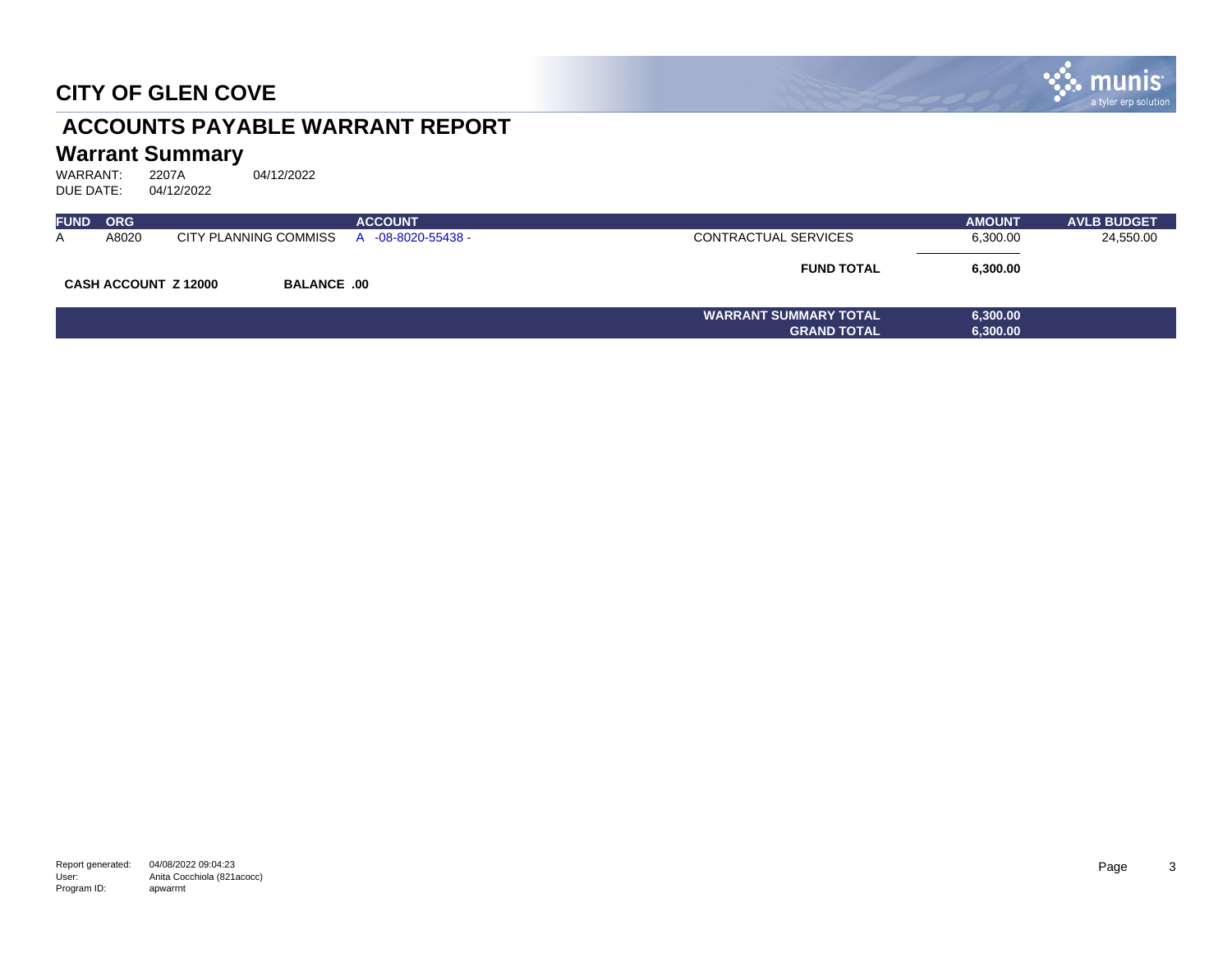# CITY OF GLEN COVE

## ACCOUNTS PAYABLE WARRANT REPORT

### Warrant Summary

WARRANT: 2207A 04/12/2022
DUE DATE: 04/12/2022

| FUND | ORG | | ACCOUNT | | AMOUNT | AVLB BUDGET |
|---|---|---|---|---|---|---|
| A | A8020 | CITY PLANNING COMMISS | A -08-8020-55438 - | CONTRACTUAL SERVICES | 6,300.00 | 24,550.00 |
| | | | | **FUND TOTAL** | **6,300.00** | |

**CASH ACCOUNT Z 12000** **BALANCE .00**

| | |
|---|---|
| **WARRANT SUMMARY TOTAL** | **6,300.00** |
| **GRAND TOTAL** | **6,300.00** |

Report generated: 04/08/2022 09:04:23
User: Anita Cocchiola (821acocc)
Program ID: apwarrnt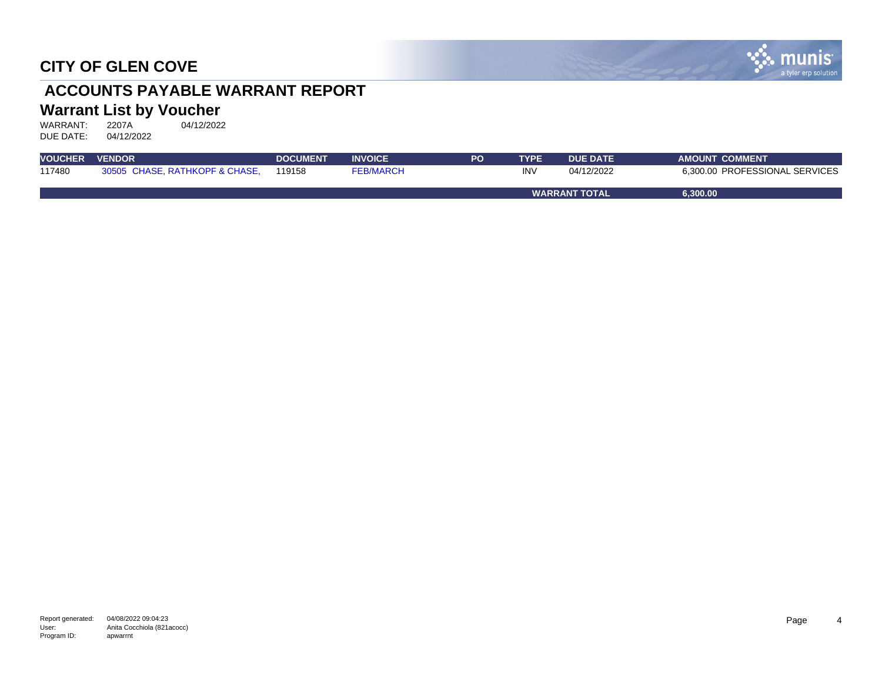# CITY OF GLEN COVE

## ACCOUNTS PAYABLE WARRANT REPORT

### Warrant List by Voucher

WARRANT: 2207A 04/12/2022
DUE DATE: 04/12/2022

| VOUCHER | VENDOR | DOCUMENT | INVOICE | PO | TYPE | DUE DATE | AMOUNT | COMMENT |
|---|---|---|---|---|---|---|---|---|
| 117480 | 30505 CHASE, RATHKOPF & CHASE, | 119158 | FEB/MARCH | | INV | 04/12/2022 | 6,300.00 | PROFESSIONAL SERVICES |
| | | | | | | **WARRANT TOTAL** | **6,300.00** | |

Report generated: 04/08/2022 09:04:23
User: Anita Cocchiola (821acocc)
Program ID: apwarrnt